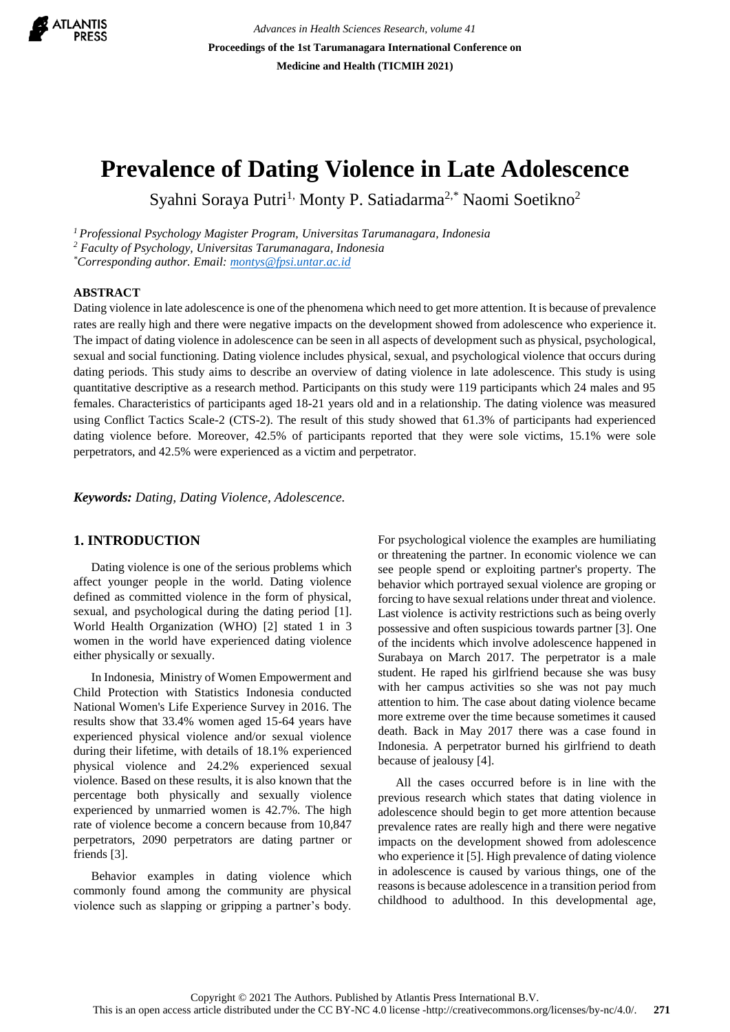# Prevalence of Dating Violence in Late Adolescence

Syahni Soraya Putri[1], Monty P. Satiadarma[2,*] Naomi Soetikno[2]

[1] *Professional Psychology Magister Program, Universitas Tarumanagara, Indonesia*
[2] *Faculty of Psychology, Universitas Tarumanagara, Indonesia*
[*] *Corresponding author. Email: montys@fpsi.untar.ac.id*

## ABSTRACT

Dating violence in late adolescence is one of the phenomena which need to get more attention. It is because of prevalence rates are really high and there were negative impacts on the development showed from adolescence who experience it. The impact of dating violence in adolescence can be seen in all aspects of development such as physical, psychological, sexual and social functioning. Dating violence includes physical, sexual, and psychological violence that occurs during dating periods. This study aims to describe an overview of dating violence in late adolescence. This study is using quantitative descriptive as a research method. Participants on this study were 119 participants which 24 males and 95 females. Characteristics of participants aged 18-21 years old and in a relationship. The dating violence was measured using Conflict Tactics Scale-2 (CTS-2). The result of this study showed that 61.3% of participants had experienced dating violence before. Moreover, 42.5% of participants reported that they were sole victims, 15.1% were sole perpetrators, and 42.5% were experienced as a victim and perpetrator.

***Keywords:*** *Dating, Dating Violence, Adolescence.*

## 1. INTRODUCTION

Dating violence is one of the serious problems which affect younger people in the world. Dating violence defined as committed violence in the form of physical, sexual, and psychological during the dating period [1]. World Health Organization (WHO) [2] stated 1 in 3 women in the world have experienced dating violence either physically or sexually.

In Indonesia, Ministry of Women Empowerment and Child Protection with Statistics Indonesia conducted National Women's Life Experience Survey in 2016. The results show that 33.4% women aged 15-64 years have experienced physical violence and/or sexual violence during their lifetime, with details of 18.1% experienced physical violence and 24.2% experienced sexual violence. Based on these results, it is also known that the percentage both physically and sexually violence experienced by unmarried women is 42.7%. The high rate of violence become a concern because from 10,847 perpetrators, 2090 perpetrators are dating partner or friends [3].

Behavior examples in dating violence which commonly found among the community are physical violence such as slapping or gripping a partner's body. For psychological violence the examples are humiliating or threatening the partner. In economic violence we can see people spend or exploiting partner's property. The behavior which portrayed sexual violence are groping or forcing to have sexual relations under threat and violence. Last violence is activity restrictions such as being overly possessive and often suspicious towards partner [3]. One of the incidents which involve adolescence happened in Surabaya on March 2017. The perpetrator is a male student. He raped his girlfriend because she was busy with her campus activities so she was not pay much attention to him. The case about dating violence became more extreme over the time because sometimes it caused death. Back in May 2017 there was a case found in Indonesia. A perpetrator burned his girlfriend to death because of jealousy [4].

All the cases occurred before is in line with the previous research which states that dating violence in adolescence should begin to get more attention because prevalence rates are really high and there were negative impacts on the development showed from adolescence who experience it [5]. High prevalence of dating violence in adolescence is caused by various things, one of the reasons is because adolescence in a transition period from childhood to adulthood. In this developmental age,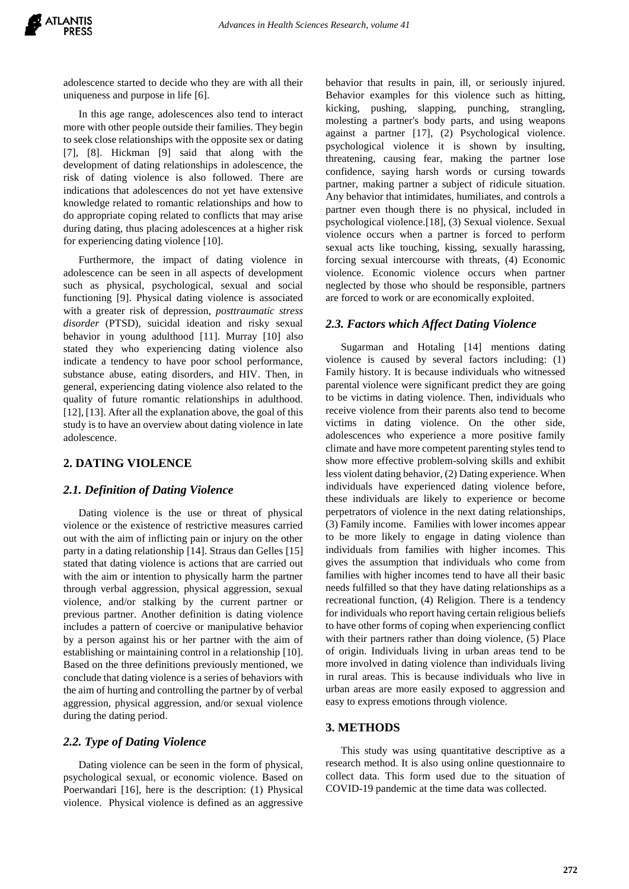adolescence started to decide who they are with all their uniqueness and purpose in life [6].

In this age range, adolescences also tend to interact more with other people outside their families. They begin to seek close relationships with the opposite sex or dating [7], [8]. Hickman [9] said that along with the development of dating relationships in adolescence, the risk of dating violence is also followed. There are indications that adolescences do not yet have extensive knowledge related to romantic relationships and how to do appropriate coping related to conflicts that may arise during dating, thus placing adolescences at a higher risk for experiencing dating violence [10].

Furthermore, the impact of dating violence in adolescence can be seen in all aspects of development such as physical, psychological, sexual and social functioning [9]. Physical dating violence is associated with a greater risk of depression, *posttraumatic stress disorder* (PTSD), suicidal ideation and risky sexual behavior in young adulthood [11]. Murray [10] also stated they who experiencing dating violence also indicate a tendency to have poor school performance, substance abuse, eating disorders, and HIV. Then, in general, experiencing dating violence also related to the quality of future romantic relationships in adulthood. [12], [13]. After all the explanation above, the goal of this study is to have an overview about dating violence in late adolescence.

## 2. DATING VIOLENCE

### *2.1. Definition of Dating Violence*

Dating violence is the use or threat of physical violence or the existence of restrictive measures carried out with the aim of inflicting pain or injury on the other party in a dating relationship [14]. Straus dan Gelles [15] stated that dating violence is actions that are carried out with the aim or intention to physically harm the partner through verbal aggression, physical aggression, sexual violence, and/or stalking by the current partner or previous partner. Another definition is dating violence includes a pattern of coercive or manipulative behavior by a person against his or her partner with the aim of establishing or maintaining control in a relationship [10]. Based on the three definitions previously mentioned, we conclude that dating violence is a series of behaviors with the aim of hurting and controlling the partner by of verbal aggression, physical aggression, and/or sexual violence during the dating period.

### *2.2. Type of Dating Violence*

Dating violence can be seen in the form of physical, psychological sexual, or economic violence. Based on Poerwandari [16], here is the description: (1) Physical violence. Physical violence is defined as an aggressive behavior that results in pain, ill, or seriously injured. Behavior examples for this violence such as hitting, kicking, pushing, slapping, punching, strangling, molesting a partner's body parts, and using weapons against a partner [17], (2) Psychological violence. psychological violence it is shown by insulting, threatening, causing fear, making the partner lose confidence, saying harsh words or cursing towards partner, making partner a subject of ridicule situation. Any behavior that intimidates, humiliates, and controls a partner even though there is no physical, included in psychological violence.[18], (3) Sexual violence. Sexual violence occurs when a partner is forced to perform sexual acts like touching, kissing, sexually harassing, forcing sexual intercourse with threats, (4) Economic violence. Economic violence occurs when partner neglected by those who should be responsible, partners are forced to work or are economically exploited.

### *2.3. Factors which Affect Dating Violence*

Sugarman and Hotaling [14] mentions dating violence is caused by several factors including: (1) Family history. It is because individuals who witnessed parental violence were significant predict they are going to be victims in dating violence. Then, individuals who receive violence from their parents also tend to become victims in dating violence. On the other side, adolescences who experience a more positive family climate and have more competent parenting styles tend to show more effective problem-solving skills and exhibit less violent dating behavior, (2) Dating experience. When individuals have experienced dating violence before, these individuals are likely to experience or become perpetrators of violence in the next dating relationships, (3) Family income. Families with lower incomes appear to be more likely to engage in dating violence than individuals from families with higher incomes. This gives the assumption that individuals who come from families with higher incomes tend to have all their basic needs fulfilled so that they have dating relationships as a recreational function, (4) Religion. There is a tendency for individuals who report having certain religious beliefs to have other forms of coping when experiencing conflict with their partners rather than doing violence, (5) Place of origin. Individuals living in urban areas tend to be more involved in dating violence than individuals living in rural areas. This is because individuals who live in urban areas are more easily exposed to aggression and easy to express emotions through violence.

## 3. METHODS

This study was using quantitative descriptive as a research method. It is also using online questionnaire to collect data. This form used due to the situation of COVID-19 pandemic at the time data was collected.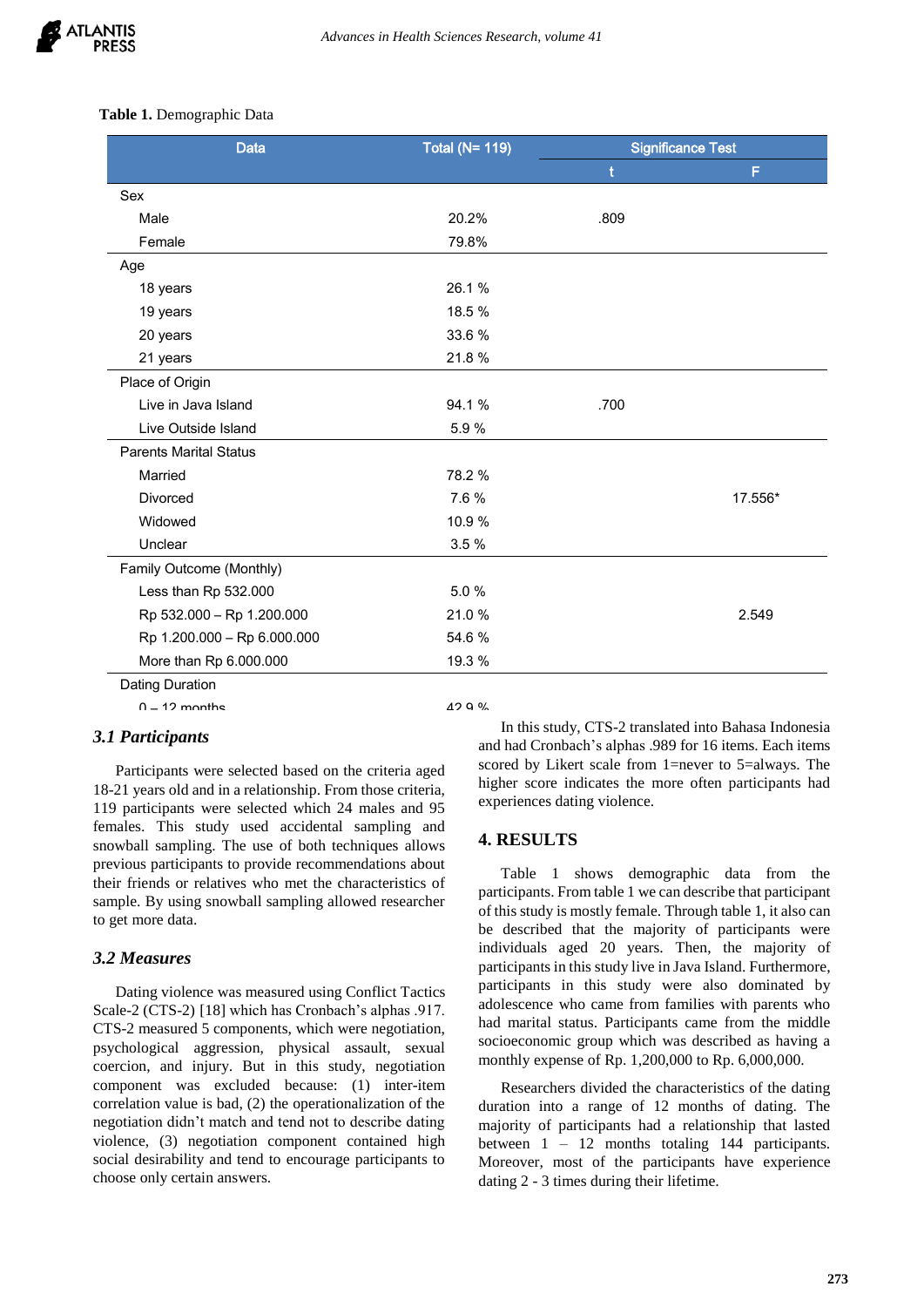**Table 1.** Demographic Data

| Data | Total (N= 119) | Significance Test | |
|---|---|---|---|
| | | t | F |
| Sex | | | |
| Male | 20.2% | .809 | |
| Female | 79.8% | | |
| Age | | | |
| 18 years | 26.1 % | | |
| 19 years | 18.5 % | | |
| 20 years | 33.6 % | | |
| 21 years | 21.8 % | | |
| Place of Origin | | | |
| Live in Java Island | 94.1 % | .700 | |
| Live Outside Island | 5.9 % | | |
| Parents Marital Status | | | |
| Married | 78.2 % | | |
| Divorced | 7.6 % | | 17.556* |
| Widowed | 10.9 % | | |
| Unclear | 3.5 % | | |
| Family Outcome (Monthly) | | | |
| Less than Rp 532.000 | 5.0 % | | |
| Rp 532.000 – Rp 1.200.000 | 21.0 % | | 2.549 |
| Rp 1.200.000 – Rp 6.000.000 | 54.6 % | | |
| More than Rp 6.000.000 | 19.3 % | | |
| Dating Duration | | | |
| 0 – 12 months | 42.9 % | | |

### *3.1 Participants*

Participants were selected based on the criteria aged 18-21 years old and in a relationship. From those criteria, 119 participants were selected which 24 males and 95 females. This study used accidental sampling and snowball sampling. The use of both techniques allows previous participants to provide recommendations about their friends or relatives who met the characteristics of sample. By using snowball sampling allowed researcher to get more data.

### *3.2 Measures*

Dating violence was measured using Conflict Tactics Scale-2 (CTS-2) [18] which has Cronbach's alphas .917. CTS-2 measured 5 components, which were negotiation, psychological aggression, physical assault, sexual coercion, and injury. But in this study, negotiation component was excluded because: (1) inter-item correlation value is bad, (2) the operationalization of the negotiation didn't match and tend not to describe dating violence, (3) negotiation component contained high social desirability and tend to encourage participants to choose only certain answers.

In this study, CTS-2 translated into Bahasa Indonesia and had Cronbach's alphas .989 for 16 items. Each items scored by Likert scale from 1=never to 5=always. The higher score indicates the more often participants had experiences dating violence.

## 4. RESULTS

Table 1 shows demographic data from the participants. From table 1 we can describe that participant of this study is mostly female. Through table 1, it also can be described that the majority of participants were individuals aged 20 years. Then, the majority of participants in this study live in Java Island. Furthermore, participants in this study were also dominated by adolescence who came from families with parents who had marital status. Participants came from the middle socioeconomic group which was described as having a monthly expense of Rp. 1,200,000 to Rp. 6,000,000.

Researchers divided the characteristics of the dating duration into a range of 12 months of dating. The majority of participants had a relationship that lasted between 1 – 12 months totaling 144 participants. Moreover, most of the participants have experience dating 2 - 3 times during their lifetime.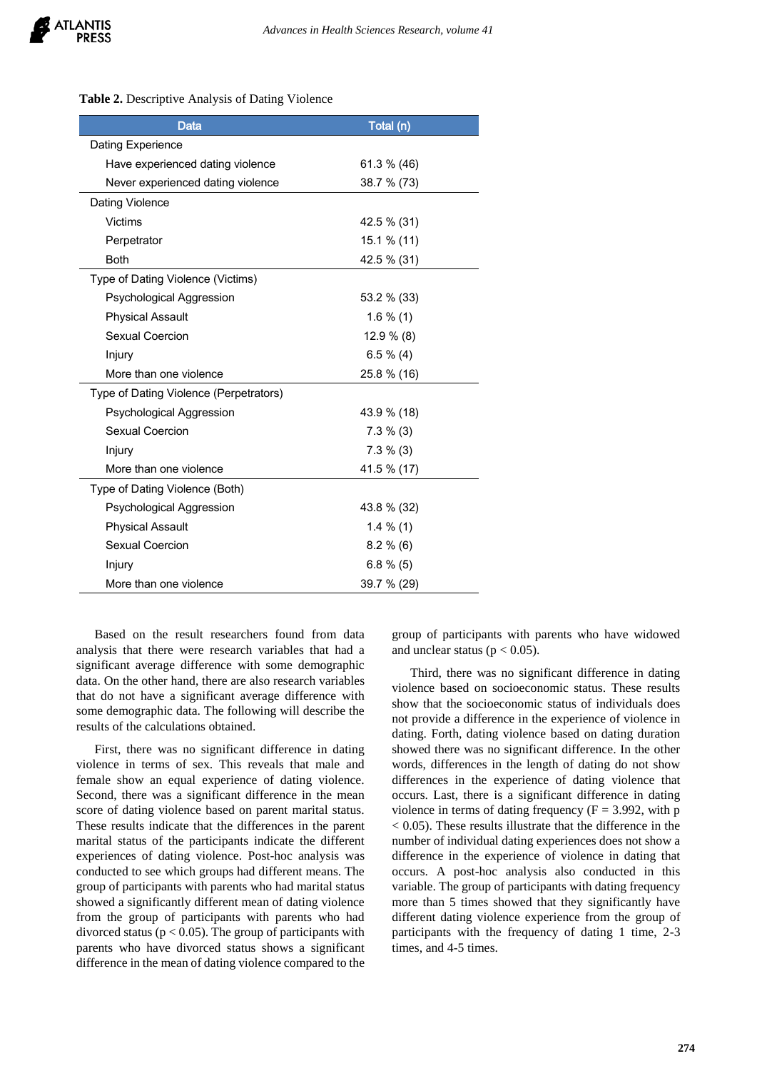**Table 2.** Descriptive Analysis of Dating Violence

| Data | Total (n) |
|---|---|
| Dating Experience | |
| Have experienced dating violence | 61.3 % (46) |
| Never experienced dating violence | 38.7 % (73) |
| Dating Violence | |
| Victims | 42.5 % (31) |
| Perpetrator | 15.1 % (11) |
| Both | 42.5 % (31) |
| Type of Dating Violence (Victims) | |
| Psychological Aggression | 53.2 % (33) |
| Physical Assault | 1.6 % (1) |
| Sexual Coercion | 12.9 % (8) |
| Injury | 6.5 % (4) |
| More than one violence | 25.8 % (16) |
| Type of Dating Violence (Perpetrators) | |
| Psychological Aggression | 43.9 % (18) |
| Sexual Coercion | 7.3 % (3) |
| Injury | 7.3 % (3) |
| More than one violence | 41.5 % (17) |
| Type of Dating Violence (Both) | |
| Psychological Aggression | 43.8 % (32) |
| Physical Assault | 1.4 % (1) |
| Sexual Coercion | 8.2 % (6) |
| Injury | 6.8 % (5) |
| More than one violence | 39.7 % (29) |

Based on the result researchers found from data analysis that there were research variables that had a significant average difference with some demographic data. On the other hand, there are also research variables that do not have a significant average difference with some demographic data. The following will describe the results of the calculations obtained.

First, there was no significant difference in dating violence in terms of sex. This reveals that male and female show an equal experience of dating violence. Second, there was a significant difference in the mean score of dating violence based on parent marital status. These results indicate that the differences in the parent marital status of the participants indicate the different experiences of dating violence. Post-hoc analysis was conducted to see which groups had different means. The group of participants with parents who had marital status showed a significantly different mean of dating violence from the group of participants with parents who had divorced status ($p < 0.05$). The group of participants with parents who have divorced status shows a significant difference in the mean of dating violence compared to the group of participants with parents who have widowed and unclear status ($p < 0.05$).

Third, there was no significant difference in dating violence based on socioeconomic status. These results show that the socioeconomic status of individuals does not provide a difference in the experience of violence in dating. Forth, dating violence based on dating duration showed there was no significant difference. In the other words, differences in the length of dating do not show differences in the experience of dating violence that occurs. Last, there is a significant difference in dating violence in terms of dating frequency ($F = 3.992$, with $p < 0.05$). These results illustrate that the difference in the number of individual dating experiences does not show a difference in the experience of violence in dating that occurs. A post-hoc analysis also conducted in this variable. The group of participants with dating frequency more than 5 times showed that they significantly have different dating violence experience from the group of participants with the frequency of dating 1 time, 2-3 times, and 4-5 times.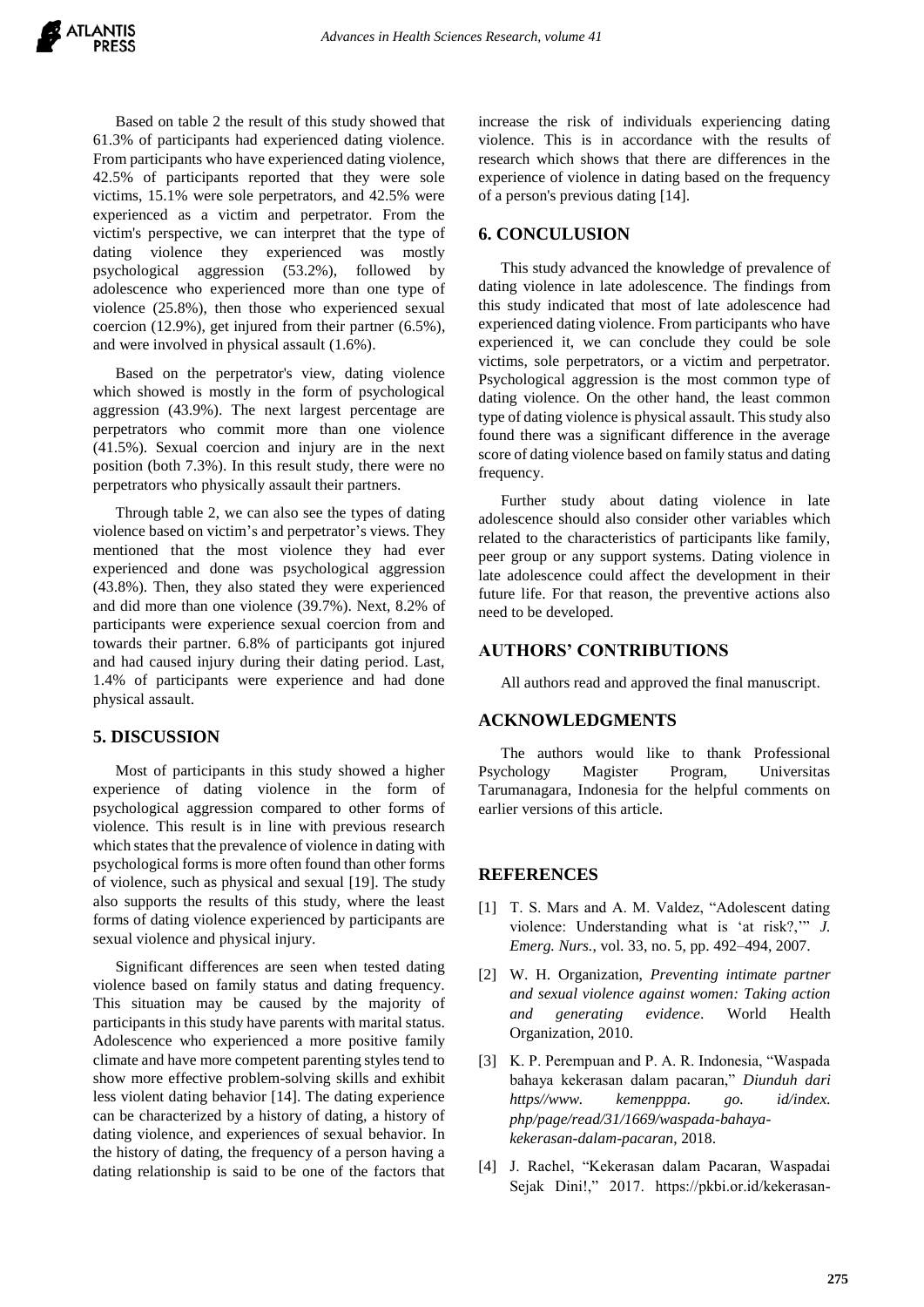Based on table 2 the result of this study showed that 61.3% of participants had experienced dating violence. From participants who have experienced dating violence, 42.5% of participants reported that they were sole victims, 15.1% were sole perpetrators, and 42.5% were experienced as a victim and perpetrator. From the victim's perspective, we can interpret that the type of dating violence they experienced was mostly psychological aggression (53.2%), followed by adolescence who experienced more than one type of violence (25.8%), then those who experienced sexual coercion (12.9%), get injured from their partner (6.5%), and were involved in physical assault (1.6%).

Based on the perpetrator's view, dating violence which showed is mostly in the form of psychological aggression (43.9%). The next largest percentage are perpetrators who commit more than one violence (41.5%). Sexual coercion and injury are in the next position (both 7.3%). In this result study, there were no perpetrators who physically assault their partners.

Through table 2, we can also see the types of dating violence based on victim's and perpetrator's views. They mentioned that the most violence they had ever experienced and done was psychological aggression (43.8%). Then, they also stated they were experienced and did more than one violence (39.7%). Next, 8.2% of participants were experience sexual coercion from and towards their partner. 6.8% of participants got injured and had caused injury during their dating period. Last, 1.4% of participants were experience and had done physical assault.

## 5. DISCUSSION

Most of participants in this study showed a higher experience of dating violence in the form of psychological aggression compared to other forms of violence. This result is in line with previous research which states that the prevalence of violence in dating with psychological forms is more often found than other forms of violence, such as physical and sexual [19]. The study also supports the results of this study, where the least forms of dating violence experienced by participants are sexual violence and physical injury.

Significant differences are seen when tested dating violence based on family status and dating frequency. This situation may be caused by the majority of participants in this study have parents with marital status. Adolescence who experienced a more positive family climate and have more competent parenting styles tend to show more effective problem-solving skills and exhibit less violent dating behavior [14]. The dating experience can be characterized by a history of dating, a history of dating violence, and experiences of sexual behavior. In the history of dating, the frequency of a person having a dating relationship is said to be one of the factors that increase the risk of individuals experiencing dating violence. This is in accordance with the results of research which shows that there are differences in the experience of violence in dating based on the frequency of a person's previous dating [14].

## 6. CONCULUSION

This study advanced the knowledge of prevalence of dating violence in late adolescence. The findings from this study indicated that most of late adolescence had experienced dating violence. From participants who have experienced it, we can conclude they could be sole victims, sole perpetrators, or a victim and perpetrator. Psychological aggression is the most common type of dating violence. On the other hand, the least common type of dating violence is physical assault. This study also found there was a significant difference in the average score of dating violence based on family status and dating frequency.

Further study about dating violence in late adolescence should also consider other variables which related to the characteristics of participants like family, peer group or any support systems. Dating violence in late adolescence could affect the development in their future life. For that reason, the preventive actions also need to be developed.

## AUTHORS' CONTRIBUTIONS

All authors read and approved the final manuscript.

## ACKNOWLEDGMENTS

The authors would like to thank Professional Psychology Magister Program, Universitas Tarumanagara, Indonesia for the helpful comments on earlier versions of this article.

## REFERENCES

[1] T. S. Mars and A. M. Valdez, "Adolescent dating violence: Understanding what is 'at risk?,'" *J. Emerg. Nurs.*, vol. 33, no. 5, pp. 492–494, 2007.

[2] W. H. Organization, *Preventing intimate partner and sexual violence against women: Taking action and generating evidence*. World Health Organization, 2010.

[3] K. P. Perempuan and P. A. R. Indonesia, "Waspada bahaya kekerasan dalam pacaran," *Diunduh dari https//www. kemenpppa. go. id/index. php/page/read/31/1669/waspada-bahaya-kekerasan-dalam-pacaran*, 2018.

[4] J. Rachel, "Kekerasan dalam Pacaran, Waspadai Sejak Dini!," 2017. https://pkbi.or.id/kekerasan-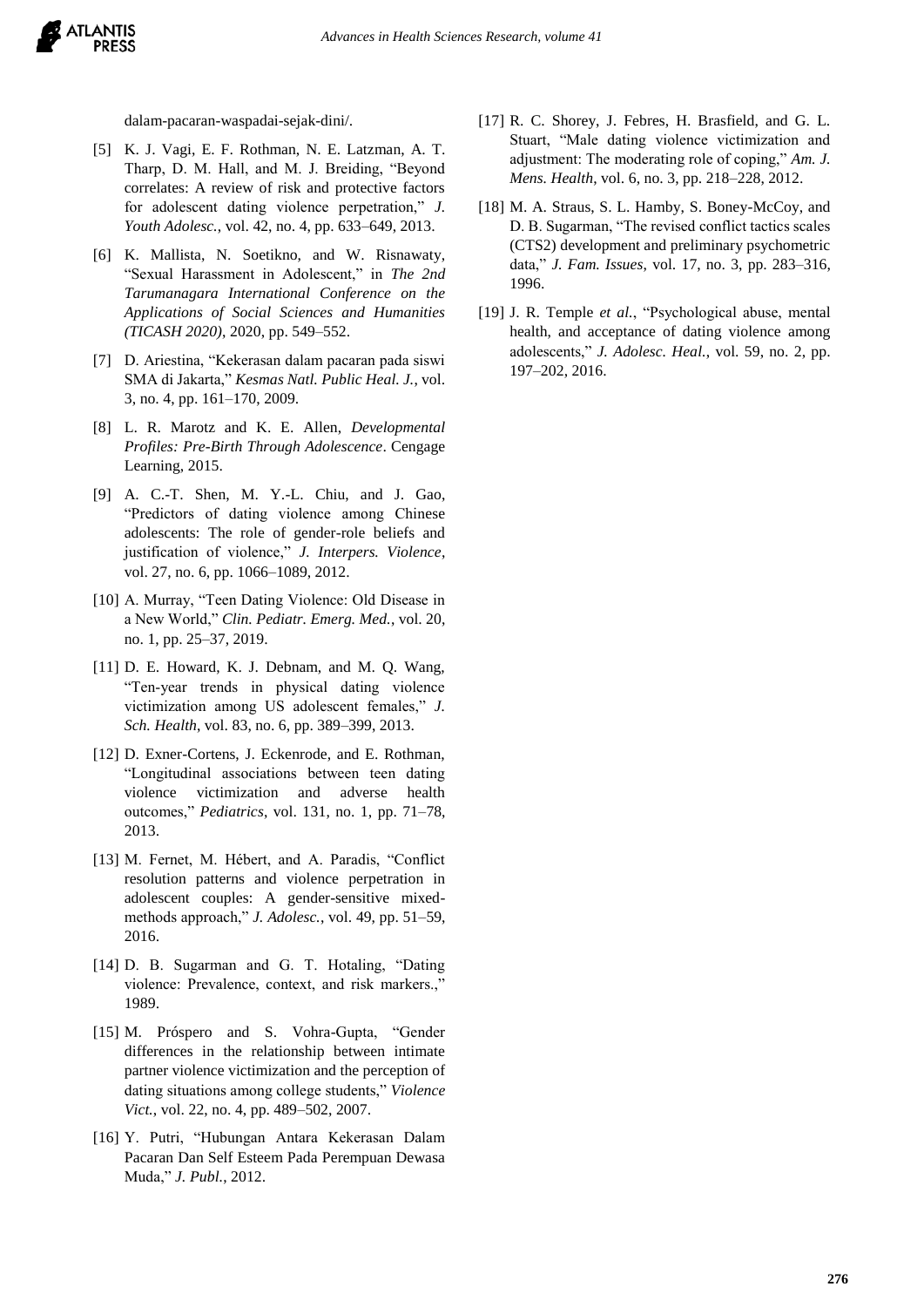dalam-pacaran-waspadai-sejak-dini/.

[5] K. J. Vagi, E. F. Rothman, N. E. Latzman, A. T. Tharp, D. M. Hall, and M. J. Breiding, "Beyond correlates: A review of risk and protective factors for adolescent dating violence perpetration," *J. Youth Adolesc.*, vol. 42, no. 4, pp. 633–649, 2013.

[6] K. Mallista, N. Soetikno, and W. Risnawaty, "Sexual Harassment in Adolescent," in *The 2nd Tarumanagara International Conference on the Applications of Social Sciences and Humanities (TICASH 2020)*, 2020, pp. 549–552.

[7] D. Ariestina, "Kekerasan dalam pacaran pada siswi SMA di Jakarta," *Kesmas Natl. Public Heal. J.*, vol. 3, no. 4, pp. 161–170, 2009.

[8] L. R. Marotz and K. E. Allen, *Developmental Profiles: Pre-Birth Through Adolescence*. Cengage Learning, 2015.

[9] A. C.-T. Shen, M. Y.-L. Chiu, and J. Gao, "Predictors of dating violence among Chinese adolescents: The role of gender-role beliefs and justification of violence," *J. Interpers. Violence*, vol. 27, no. 6, pp. 1066–1089, 2012.

[10] A. Murray, "Teen Dating Violence: Old Disease in a New World," *Clin. Pediatr. Emerg. Med.*, vol. 20, no. 1, pp. 25–37, 2019.

[11] D. E. Howard, K. J. Debnam, and M. Q. Wang, "Ten-year trends in physical dating violence victimization among US adolescent females," *J. Sch. Health*, vol. 83, no. 6, pp. 389–399, 2013.

[12] D. Exner-Cortens, J. Eckenrode, and E. Rothman, "Longitudinal associations between teen dating violence victimization and adverse health outcomes," *Pediatrics*, vol. 131, no. 1, pp. 71–78, 2013.

[13] M. Fernet, M. Hébert, and A. Paradis, "Conflict resolution patterns and violence perpetration in adolescent couples: A gender-sensitive mixed-methods approach," *J. Adolesc.*, vol. 49, pp. 51–59, 2016.

[14] D. B. Sugarman and G. T. Hotaling, "Dating violence: Prevalence, context, and risk markers.," 1989.

[15] M. Próspero and S. Vohra-Gupta, "Gender differences in the relationship between intimate partner violence victimization and the perception of dating situations among college students," *Violence Vict.*, vol. 22, no. 4, pp. 489–502, 2007.

[16] Y. Putri, "Hubungan Antara Kekerasan Dalam Pacaran Dan Self Esteem Pada Perempuan Dewasa Muda," *J. Publ.*, 2012.

[17] R. C. Shorey, J. Febres, H. Brasfield, and G. L. Stuart, "Male dating violence victimization and adjustment: The moderating role of coping," *Am. J. Mens. Health*, vol. 6, no. 3, pp. 218–228, 2012.

[18] M. A. Straus, S. L. Hamby, S. Boney-McCoy, and D. B. Sugarman, "The revised conflict tactics scales (CTS2) development and preliminary psychometric data," *J. Fam. Issues*, vol. 17, no. 3, pp. 283–316, 1996.

[19] J. R. Temple *et al.*, "Psychological abuse, mental health, and acceptance of dating violence among adolescents," *J. Adolesc. Heal.*, vol. 59, no. 2, pp. 197–202, 2016.